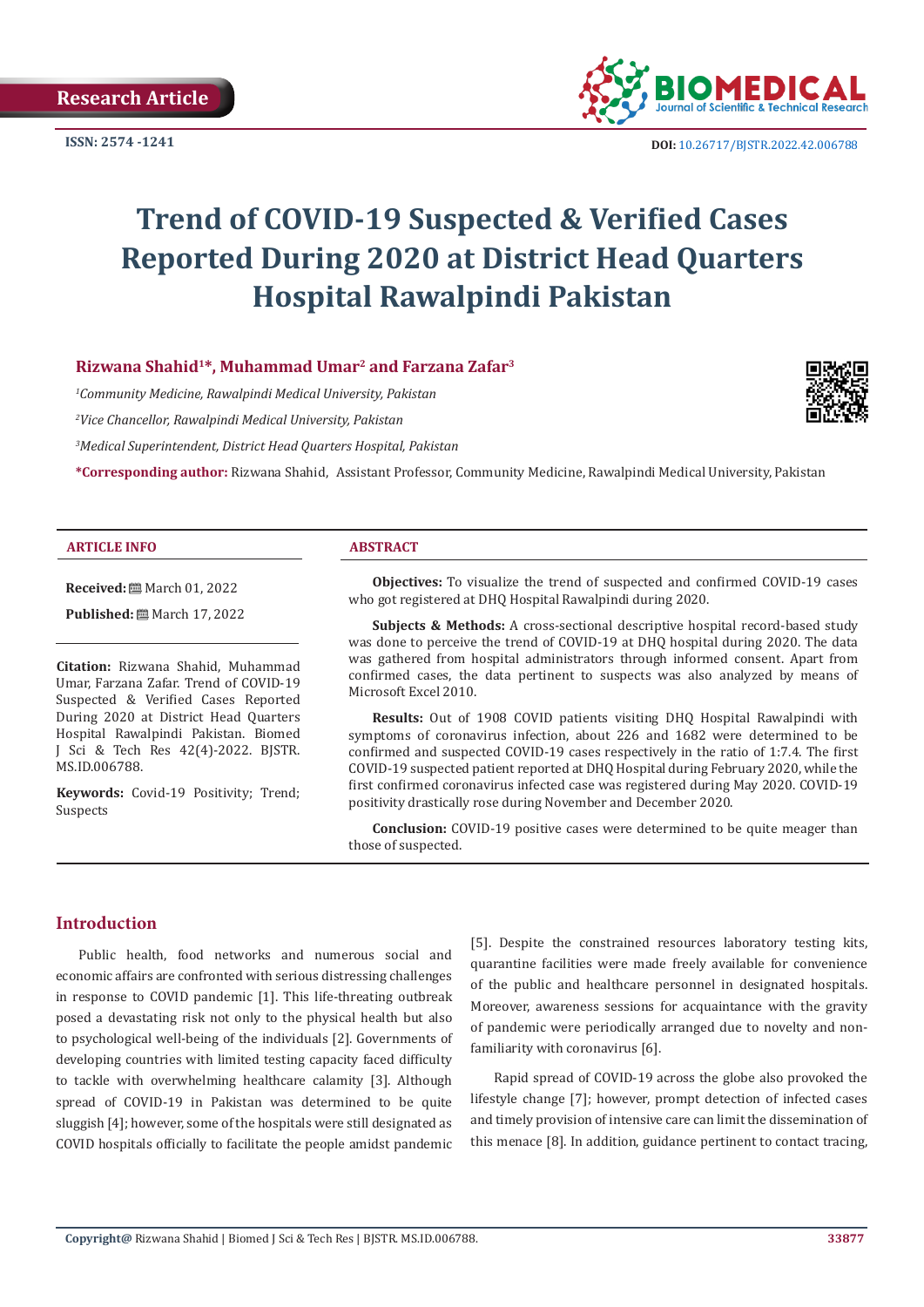Research Article

ISSN: 2574 -1241

DOI: 10.26717/BJSTR.2022.42.006788

# Trend of COVID-19 Suspected & Verified Cases Reported During 2020 at District Head Quarters Hospital Rawalpindi Pakistan

**Rizwana Shahid[1]*, Muhammad Umar[2] and Farzana Zafar[3]**

[1]*Community Medicine, Rawalpindi Medical University, Pakistan*

[2]*Vice Chancellor, Rawalpindi Medical University, Pakistan*

[3]*Medical Superintendent, District Head Quarters Hospital, Pakistan*

**\*Corresponding author:** Rizwana Shahid, Assistant Professor, Community Medicine, Rawalpindi Medical University, Pakistan

## ARTICLE INFO

**Received:** March 01, 2022

**Published:** March 17, 2022

**Citation:** Rizwana Shahid, Muhammad Umar, Farzana Zafar. Trend of COVID-19 Suspected & Verified Cases Reported During 2020 at District Head Quarters Hospital Rawalpindi Pakistan. Biomed J Sci & Tech Res 42(4)-2022. BJSTR. MS.ID.006788.

**Keywords:** Covid-19 Positivity; Trend; Suspects

## ABSTRACT

**Objectives:** To visualize the trend of suspected and confirmed COVID-19 cases who got registered at DHQ Hospital Rawalpindi during 2020.

**Subjects & Methods:** A cross-sectional descriptive hospital record-based study was done to perceive the trend of COVID-19 at DHQ hospital during 2020. The data was gathered from hospital administrators through informed consent. Apart from confirmed cases, the data pertinent to suspects was also analyzed by means of Microsoft Excel 2010.

**Results:** Out of 1908 COVID patients visiting DHQ Hospital Rawalpindi with symptoms of coronavirus infection, about 226 and 1682 were determined to be confirmed and suspected COVID-19 cases respectively in the ratio of 1:7.4. The first COVID-19 suspected patient reported at DHQ Hospital during February 2020, while the first confirmed coronavirus infected case was registered during May 2020. COVID-19 positivity drastically rose during November and December 2020.

**Conclusion:** COVID-19 positive cases were determined to be quite meager than those of suspected.

## Introduction

Public health, food networks and numerous social and economic affairs are confronted with serious distressing challenges in response to COVID pandemic [1]. This life-threating outbreak posed a devastating risk not only to the physical health but also to psychological well-being of the individuals [2]. Governments of developing countries with limited testing capacity faced difficulty to tackle with overwhelming healthcare calamity [3]. Although spread of COVID-19 in Pakistan was determined to be quite sluggish [4]; however, some of the hospitals were still designated as COVID hospitals officially to facilitate the people amidst pandemic [5]. Despite the constrained resources laboratory testing kits, quarantine facilities were made freely available for convenience of the public and healthcare personnel in designated hospitals. Moreover, awareness sessions for acquaintance with the gravity of pandemic were periodically arranged due to novelty and non-familiarity with coronavirus [6].

Rapid spread of COVID-19 across the globe also provoked the lifestyle change [7]; however, prompt detection of infected cases and timely provision of intensive care can limit the dissemination of this menace [8]. In addition, guidance pertinent to contact tracing,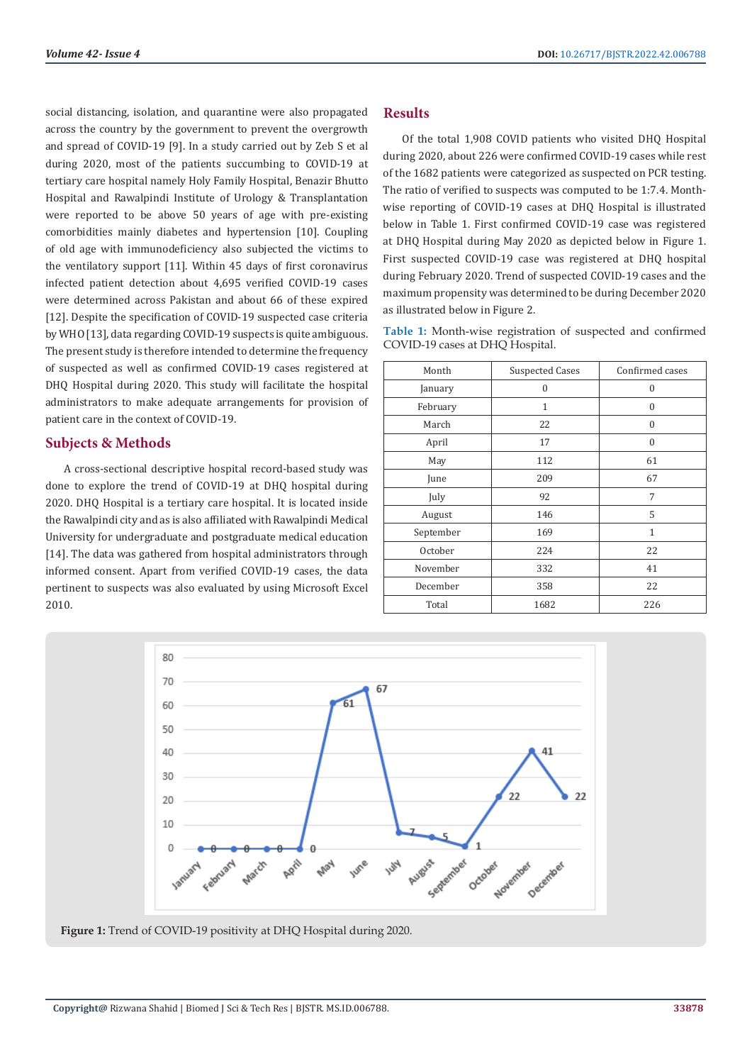social distancing, isolation, and quarantine were also propagated across the country by the government to prevent the overgrowth and spread of COVID-19 [9]. In a study carried out by Zeb S et al during 2020, most of the patients succumbing to COVID-19 at tertiary care hospital namely Holy Family Hospital, Benazir Bhutto Hospital and Rawalpindi Institute of Urology & Transplantation were reported to be above 50 years of age with pre-existing comorbidities mainly diabetes and hypertension [10]. Coupling of old age with immunodeficiency also subjected the victims to the ventilatory support [11]. Within 45 days of first coronavirus infected patient detection about 4,695 verified COVID-19 cases were determined across Pakistan and about 66 of these expired [12]. Despite the specification of COVID-19 suspected case criteria by WHO [13], data regarding COVID-19 suspects is quite ambiguous. The present study is therefore intended to determine the frequency of suspected as well as confirmed COVID-19 cases registered at DHQ Hospital during 2020. This study will facilitate the hospital administrators to make adequate arrangements for provision of patient care in the context of COVID-19.

## Subjects & Methods

A cross-sectional descriptive hospital record-based study was done to explore the trend of COVID-19 at DHQ hospital during 2020. DHQ Hospital is a tertiary care hospital. It is located inside the Rawalpindi city and as is also affiliated with Rawalpindi Medical University for undergraduate and postgraduate medical education [14]. The data was gathered from hospital administrators through informed consent. Apart from verified COVID-19 cases, the data pertinent to suspects was also evaluated by using Microsoft Excel 2010.

## Results

Of the total 1,908 COVID patients who visited DHQ Hospital during 2020, about 226 were confirmed COVID-19 cases while rest of the 1682 patients were categorized as suspected on PCR testing. The ratio of verified to suspects was computed to be 1:7.4. Month-wise reporting of COVID-19 cases at DHQ Hospital is illustrated below in Table 1. First confirmed COVID-19 case was registered at DHQ Hospital during May 2020 as depicted below in Figure 1. First suspected COVID-19 case was registered at DHQ hospital during February 2020. Trend of suspected COVID-19 cases and the maximum propensity was determined to be during December 2020 as illustrated below in Figure 2.

**Table 1:** Month-wise registration of suspected and confirmed COVID-19 cases at DHQ Hospital.

| Month | Suspected Cases | Confirmed cases |
|---|---|---|
| January | 0 | 0 |
| February | 1 | 0 |
| March | 22 | 0 |
| April | 17 | 0 |
| May | 112 | 61 |
| June | 209 | 67 |
| July | 92 | 7 |
| August | 146 | 5 |
| September | 169 | 1 |
| October | 224 | 22 |
| November | 332 | 41 |
| December | 358 | 22 |
| Total | 1682 | 226 |

**Figure 1:** Trend of COVID-19 positivity at DHQ Hospital during 2020.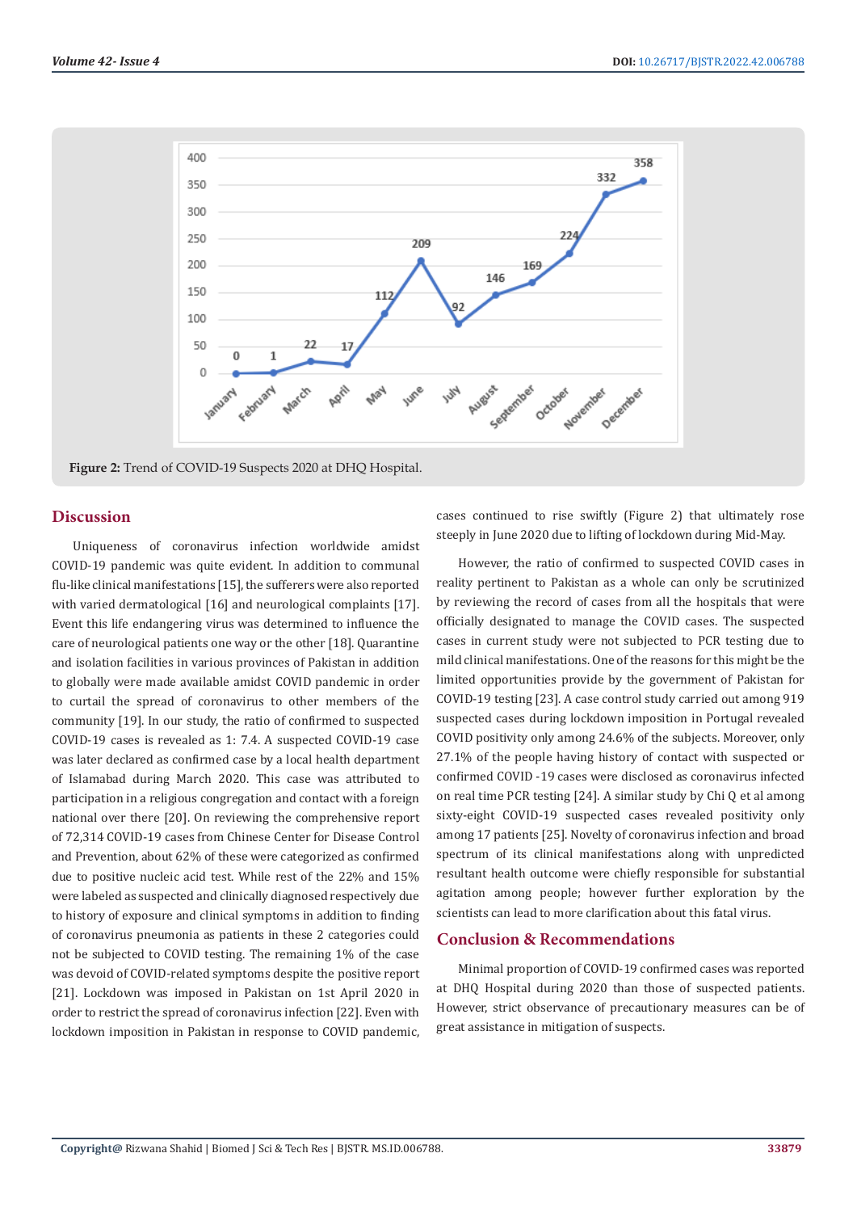Figure 2: Trend of COVID-19 Suspects 2020 at DHQ Hospital.

## Discussion

Uniqueness of coronavirus infection worldwide amidst COVID-19 pandemic was quite evident. In addition to communal flu-like clinical manifestations [15], the sufferers were also reported with varied dermatological [16] and neurological complaints [17]. Event this life endangering virus was determined to influence the care of neurological patients one way or the other [18]. Quarantine and isolation facilities in various provinces of Pakistan in addition to globally were made available amidst COVID pandemic in order to curtail the spread of coronavirus to other members of the community [19]. In our study, the ratio of confirmed to suspected COVID-19 cases is revealed as 1: 7.4. A suspected COVID-19 case was later declared as confirmed case by a local health department of Islamabad during March 2020. This case was attributed to participation in a religious congregation and contact with a foreign national over there [20]. On reviewing the comprehensive report of 72,314 COVID-19 cases from Chinese Center for Disease Control and Prevention, about 62% of these were categorized as confirmed due to positive nucleic acid test. While rest of the 22% and 15% were labeled as suspected and clinically diagnosed respectively due to history of exposure and clinical symptoms in addition to finding of coronavirus pneumonia as patients in these 2 categories could not be subjected to COVID testing. The remaining 1% of the case was devoid of COVID-related symptoms despite the positive report [21]. Lockdown was imposed in Pakistan on 1st April 2020 in order to restrict the spread of coronavirus infection [22]. Even with lockdown imposition in Pakistan in response to COVID pandemic, cases continued to rise swiftly (Figure 2) that ultimately rose steeply in June 2020 due to lifting of lockdown during Mid-May.

However, the ratio of confirmed to suspected COVID cases in reality pertinent to Pakistan as a whole can only be scrutinized by reviewing the record of cases from all the hospitals that were officially designated to manage the COVID cases. The suspected cases in current study were not subjected to PCR testing due to mild clinical manifestations. One of the reasons for this might be the limited opportunities provide by the government of Pakistan for COVID-19 testing [23]. A case control study carried out among 919 suspected cases during lockdown imposition in Portugal revealed COVID positivity only among 24.6% of the subjects. Moreover, only 27.1% of the people having history of contact with suspected or confirmed COVID -19 cases were disclosed as coronavirus infected on real time PCR testing [24]. A similar study by Chi Q et al among sixty-eight COVID-19 suspected cases revealed positivity only among 17 patients [25]. Novelty of coronavirus infection and broad spectrum of its clinical manifestations along with unpredicted resultant health outcome were chiefly responsible for substantial agitation among people; however further exploration by the scientists can lead to more clarification about this fatal virus.

## Conclusion & Recommendations

Minimal proportion of COVID-19 confirmed cases was reported at DHQ Hospital during 2020 than those of suspected patients. However, strict observance of precautionary measures can be of great assistance in mitigation of suspects.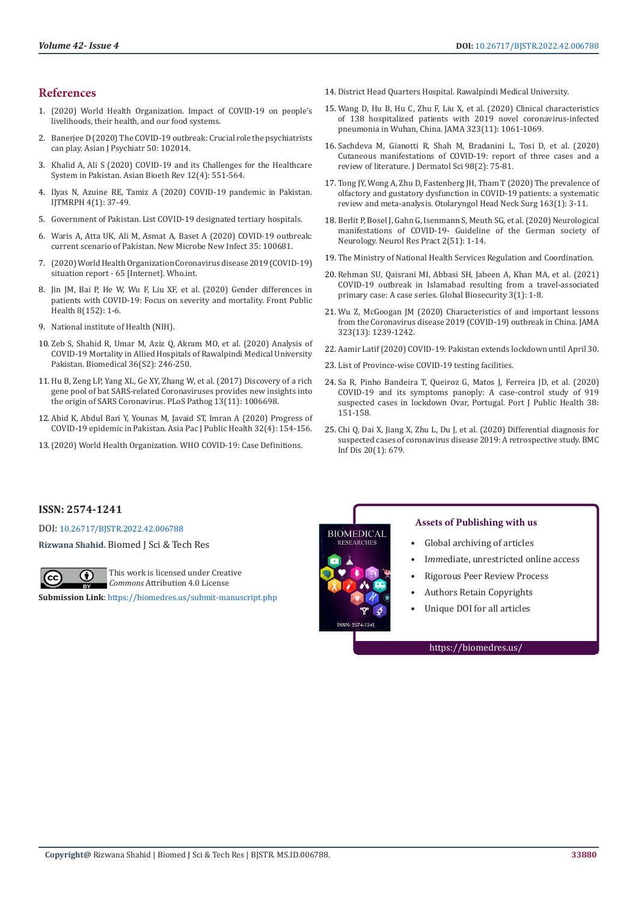## References

1. (2020) World Health Organization. Impact of COVID-19 on people's livelihoods, their health, and our food systems.
2. Banerjee D (2020) The COVID-19 outbreak: Crucial role the psychiatrists can play. Asian J Psychiatr 50: 102014.
3. Khalid A, Ali S (2020) COVID-19 and its Challenges for the Healthcare System in Pakistan. Asian Bioeth Rev 12(4): 551-564.
4. Ilyas N, Azuine RE, Tamiz A (2020) COVID-19 pandemic in Pakistan. IJTMRPH 4(1): 37-49.
5. Government of Pakistan. List COVID-19 designated tertiary hospitals.
6. Waris A, Atta UK, Ali M, Asmat A, Baset A (2020) COVID-19 outbreak: current scenario of Pakistan. New Microbe New Infect 35: 100681.
7. (2020) World Health Organization Coronavirus disease 2019 (COVID-19) situation report - 65 [Internet]. Who.int.
8. Jin JM, Bai P, He W, Wu F, Liu XF, et al. (2020) Gender differences in patients with COVID-19: Focus on severity and mortality. Front Public Health 8(152): 1-6.
9. National institute of Health (NIH).
10. Zeb S, Shahid R, Umar M, Aziz Q, Akram MO, et al. (2020) Analysis of COVID-19 Mortality in Allied Hospitals of Rawalpindi Medical University Pakistan. Biomedical 36(S2): 246-250.
11. Hu B, Zeng LP, Yang XL, Ge XY, Zhang W, et al. (2017) Discovery of a rich gene pool of bat SARS-related Coronaviruses provides new insights into the origin of SARS Coronavirus. PLoS Pathog 13(11): 1006698.
12. Abid K, Abdul Bari Y, Younas M, Javaid ST, Imran A (2020) Progress of COVID-19 epidemic in Pakistan. Asia Pac J Public Health 32(4): 154-156.
13. (2020) World Health Organization. WHO COVID-19: Case Definitions.
14. District Head Quarters Hospital. Rawalpindi Medical University.
15. Wang D, Hu B, Hu C, Zhu F, Liu X, et al. (2020) Clinical characteristics of 138 hospitalized patients with 2019 novel coronavirus-infected pneumonia in Wuhan, China. JAMA 323(11): 1061-1069.
16. Sachdeva M, Gianotti R, Shah M, Bradanini L, Tosi D, et al. (2020) Cutaneous manifestations of COVID-19: report of three cases and a review of literature. J Dermatol Sci 98(2): 75-81.
17. Tong JY, Wong A, Zhu D, Fastenberg JH, Tham T (2020) The prevalence of olfactory and gustatory dysfunction in COVID-19 patients: a systematic review and meta-analysis. Otolaryngol Head Neck Surg 163(1): 3-11.
18. Berlit P, Bosel J, Gahn G, Isenmann S, Meuth SG, et al. (2020) Neurological manifestations of COVID-19- Guideline of the German society of Neurology. Neurol Res Pract 2(51): 1-14.
19. The Ministry of National Health Services Regulation and Coordination.
20. Rehman SU, Qaisrani MI, Abbasi SH, Jabeen A, Khan MA, et al. (2021) COVID-19 outbreak in Islamabad resulting from a travel-associated primary case: A case series. Global Biosecurity 3(1): 1-8.
21. Wu Z, McGoogan JM (2020) Characteristics of and important lessons from the Coronavirus disease 2019 (COVID-19) outbreak in China. JAMA 323(13): 1239-1242.
22. Aamir Latif (2020) COVID-19: Pakistan extends lockdown until April 30.
23. List of Province-wise COVID-19 testing facilities.
24. Sa R, Pinho Bandeira T, Queiroz G, Matos J, Ferreira JD, et al. (2020) COVID-19 and its symptoms panoply: A case-control study of 919 suspected cases in lockdown Ovar, Portugal. Port J Public Health 38: 151-158.
25. Chi Q, Dai X, Jiang X, Zhu L, Du J, et al. (2020) Differential diagnosis for suspected cases of coronavirus disease 2019: A retrospective study. BMC Inf Dis 20(1): 679.

**ISSN: 2574-1241**

DOI: 10.26717/BJSTR.2022.42.006788

**Rizwana Shahid**. Biomed J Sci & Tech Res

This work is licensed under Creative *Commons* Attribution 4.0 License

**Submission Link**: https://biomedres.us/submit-manuscript.php

**Assets of Publishing with us**

- Global archiving of articles
- Immediate, unrestricted online access
- Rigorous Peer Review Process
- Authors Retain Copyrights
- Unique DOI for all articles

https://biomedres.us/